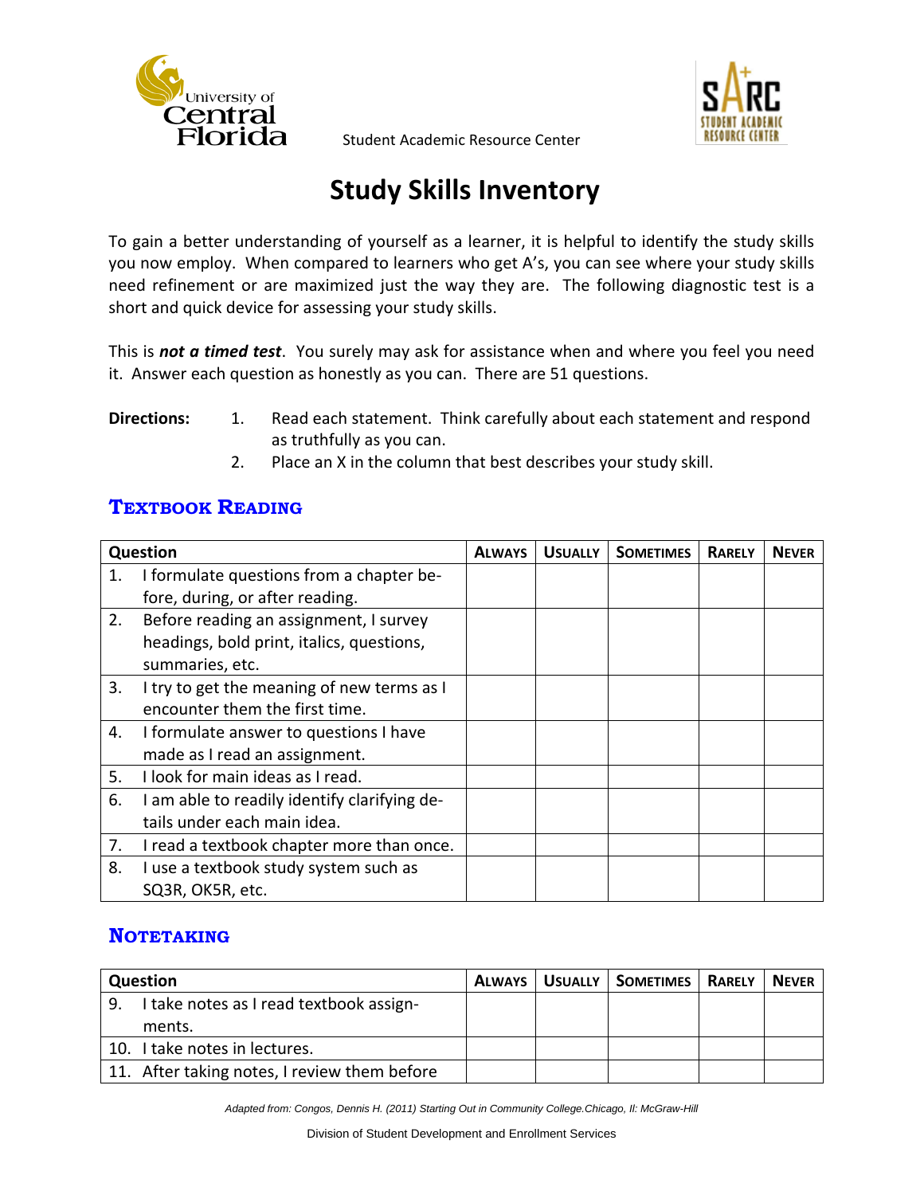University of Central Florida

Student Academic Resource Center

# Study Skills Inventory

To gain a better understanding of yourself as a learner, it is helpful to identify the study skills you now employ. When compared to learners who get A's, you can see where your study skills need refinement or are maximized just the way they are. The following diagnostic test is a short and quick device for assessing your study skills.

This is ***not a timed test***. You surely may ask for assistance when and where you feel you need it. Answer each question as honestly as you can. There are 51 questions.

**Directions:**

1. Read each statement. Think carefully about each statement and respond as truthfully as you can.
2. Place an X in the column that best describes your study skill.

## Textbook Reading

| Question | Always | Usually | Sometimes | Rarely | Never |
|---|---|---|---|---|---|
| 1. I formulate questions from a chapter before, during, or after reading. | | | | | |
| 2. Before reading an assignment, I survey headings, bold print, italics, questions, summaries, etc. | | | | | |
| 3. I try to get the meaning of new terms as I encounter them the first time. | | | | | |
| 4. I formulate answer to questions I have made as I read an assignment. | | | | | |
| 5. I look for main ideas as I read. | | | | | |
| 6. I am able to readily identify clarifying details under each main idea. | | | | | |
| 7. I read a textbook chapter more than once. | | | | | |
| 8. I use a textbook study system such as SQ3R, OK5R, etc. | | | | | |

## Notetaking

| Question | Always | Usually | Sometimes | Rarely | Never |
|---|---|---|---|---|---|
| 9. I take notes as I read textbook assignments. | | | | | |
| 10. I take notes in lectures. | | | | | |
| 11. After taking notes, I review them before | | | | | |

*Adapted from: Congos, Dennis H. (2011) Starting Out in Community College.Chicago, Il: McGraw-Hill*

Division of Student Development and Enrollment Services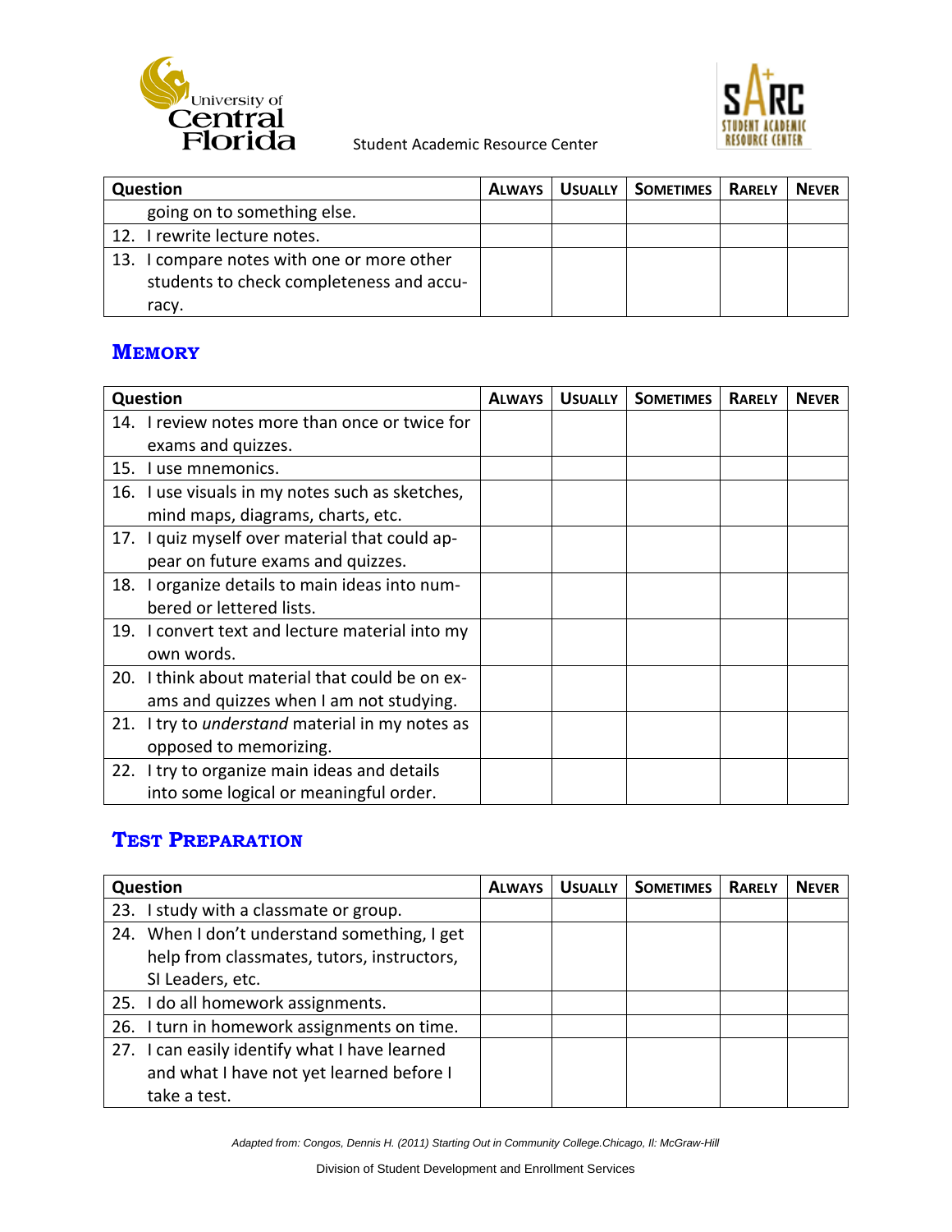| Question | Always | Usually | Sometimes | Rarely | Never |
|---|---|---|---|---|---|
| going on to something else. | | | | | |
| 12. I rewrite lecture notes. | | | | | |
| 13. I compare notes with one or more other students to check completeness and accuracy. | | | | | |

## Memory

| Question | Always | Usually | Sometimes | Rarely | Never |
|---|---|---|---|---|---|
| 14. I review notes more than once or twice for exams and quizzes. | | | | | |
| 15. I use mnemonics. | | | | | |
| 16. I use visuals in my notes such as sketches, mind maps, diagrams, charts, etc. | | | | | |
| 17. I quiz myself over material that could appear on future exams and quizzes. | | | | | |
| 18. I organize details to main ideas into numbered or lettered lists. | | | | | |
| 19. I convert text and lecture material into my own words. | | | | | |
| 20. I think about material that could be on exams and quizzes when I am not studying. | | | | | |
| 21. I try to *understand* material in my notes as opposed to memorizing. | | | | | |
| 22. I try to organize main ideas and details into some logical or meaningful order. | | | | | |

## Test Preparation

| Question | Always | Usually | Sometimes | Rarely | Never |
|---|---|---|---|---|---|
| 23. I study with a classmate or group. | | | | | |
| 24. When I don't understand something, I get help from classmates, tutors, instructors, SI Leaders, etc. | | | | | |
| 25. I do all homework assignments. | | | | | |
| 26. I turn in homework assignments on time. | | | | | |
| 27. I can easily identify what I have learned and what I have not yet learned before I take a test. | | | | | |

*Adapted from: Congos, Dennis H. (2011) Starting Out in Community College.Chicago, Il: McGraw-Hill*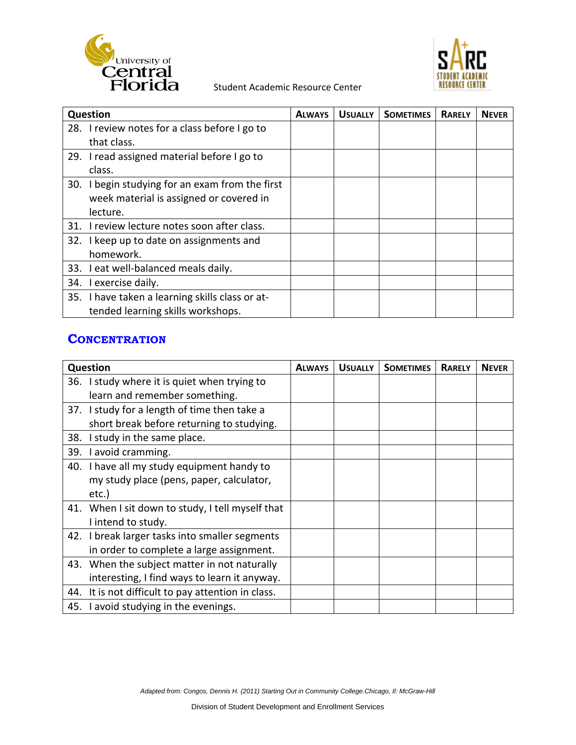| Question | Always | Usually | Sometimes | Rarely | Never |
|---|---|---|---|---|---|
| 28. I review notes for a class before I go to that class. | | | | | |
| 29. I read assigned material before I go to class. | | | | | |
| 30. I begin studying for an exam from the first week material is assigned or covered in lecture. | | | | | |
| 31. I review lecture notes soon after class. | | | | | |
| 32. I keep up to date on assignments and homework. | | | | | |
| 33. I eat well-balanced meals daily. | | | | | |
| 34. I exercise daily. | | | | | |
| 35. I have taken a learning skills class or attended learning skills workshops. | | | | | |

## Concentration

| Question | Always | Usually | Sometimes | Rarely | Never |
|---|---|---|---|---|---|
| 36. I study where it is quiet when trying to learn and remember something. | | | | | |
| 37. I study for a length of time then take a short break before returning to studying. | | | | | |
| 38. I study in the same place. | | | | | |
| 39. I avoid cramming. | | | | | |
| 40. I have all my study equipment handy to my study place (pens, paper, calculator, etc.) | | | | | |
| 41. When I sit down to study, I tell myself that I intend to study. | | | | | |
| 42. I break larger tasks into smaller segments in order to complete a large assignment. | | | | | |
| 43. When the subject matter in not naturally interesting, I find ways to learn it anyway. | | | | | |
| 44. It is not difficult to pay attention in class. | | | | | |
| 45. I avoid studying in the evenings. | | | | | |

*Adapted from: Congos, Dennis H. (2011) Starting Out in Community College.Chicago, Il: McGraw-Hill*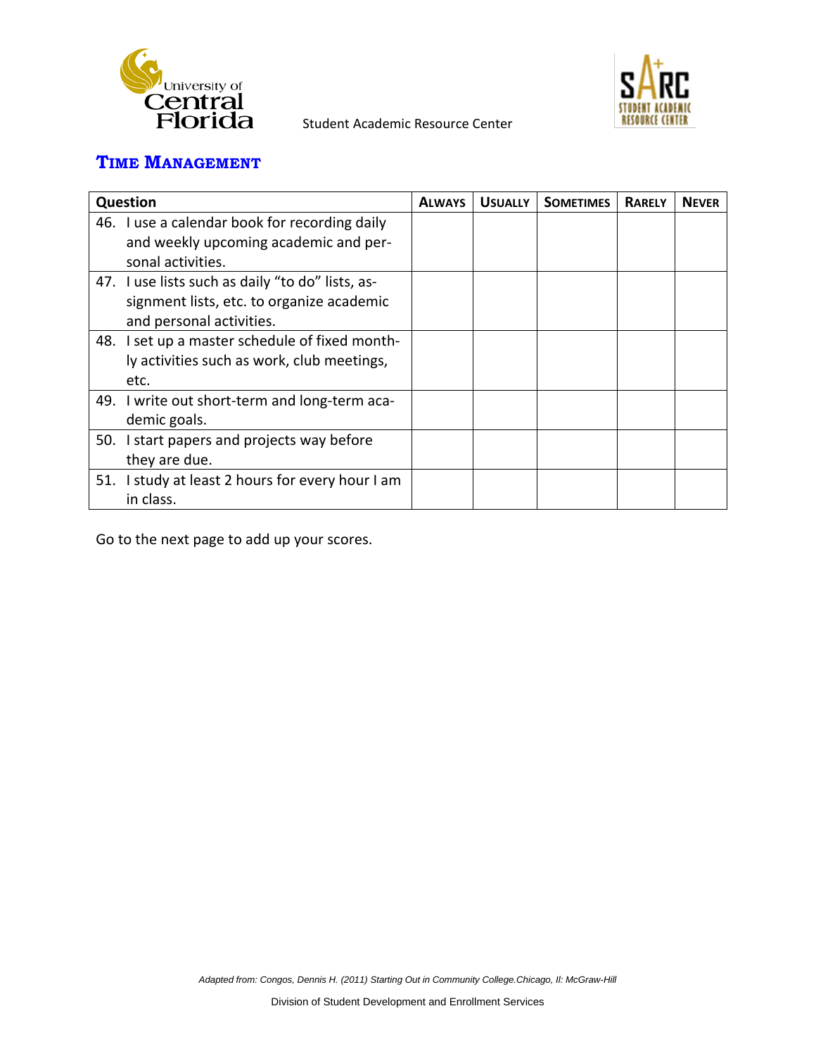University of Central Florida

Student Academic Resource Center

## TIME MANAGEMENT

| Question | ALWAYS | USUALLY | SOMETIMES | RARELY | NEVER |
|---|---|---|---|---|---|
| 46. I use a calendar book for recording daily and weekly upcoming academic and personal activities. | | | | | |
| 47. I use lists such as daily "to do" lists, assignment lists, etc. to organize academic and personal activities. | | | | | |
| 48. I set up a master schedule of fixed monthly activities such as work, club meetings, etc. | | | | | |
| 49. I write out short-term and long-term academic goals. | | | | | |
| 50. I start papers and projects way before they are due. | | | | | |
| 51. I study at least 2 hours for every hour I am in class. | | | | | |

Go to the next page to add up your scores.

*Adapted from: Congos, Dennis H. (2011) Starting Out in Community College.Chicago, Il: McGraw-Hill*

Division of Student Development and Enrollment Services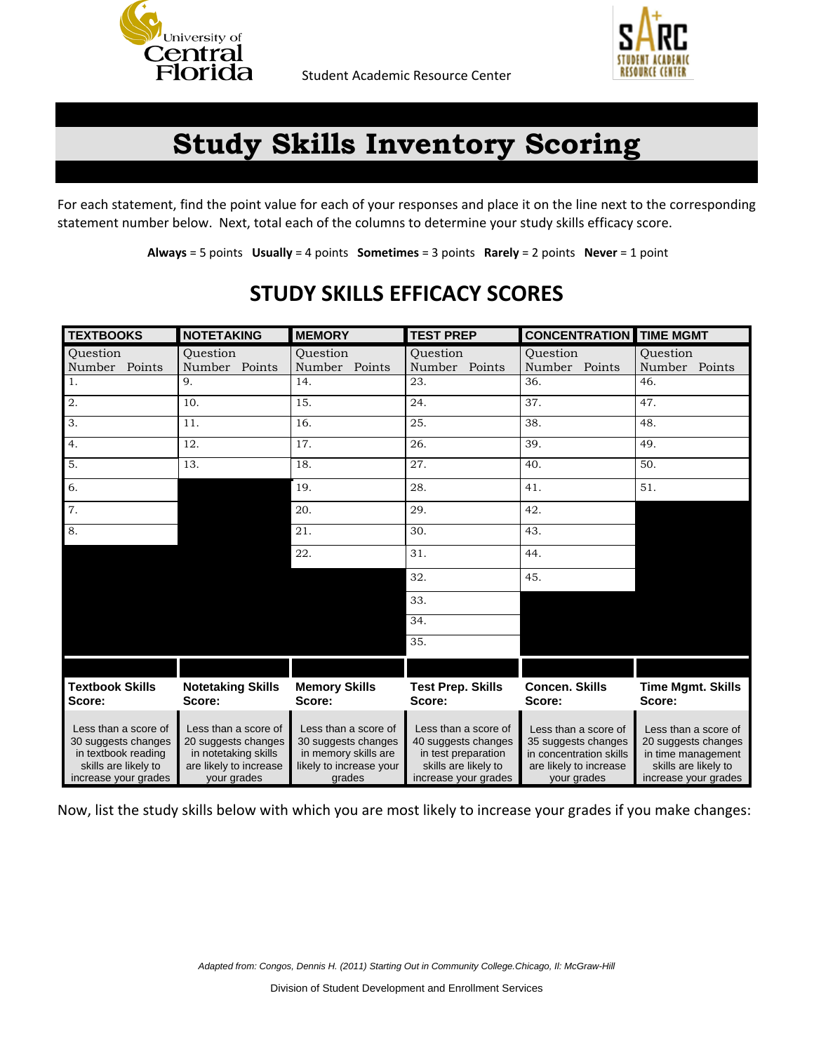University of Central Florida

Student Academic Resource Center

SARC Student Academic Resource Center

# Study Skills Inventory Scoring

For each statement, find the point value for each of your responses and place it on the line next to the corresponding statement number below. Next, total each of the columns to determine your study skills efficacy score.

**Always** = 5 points **Usually** = 4 points **Sometimes** = 3 points **Rarely** = 2 points **Never** = 1 point

## STUDY SKILLS EFFICACY SCORES

| TEXTBOOKS | NOTETAKING | MEMORY | TEST PREP | CONCENTRATION | TIME MGMT |
|---|---|---|---|---|---|
| Question Number Points | Question Number Points | Question Number Points | Question Number Points | Question Number Points | Question Number Points |
| 1. | 9. | 14. | 23. | 36. | 46. |
| 2. | 10. | 15. | 24. | 37. | 47. |
| 3. | 11. | 16. | 25. | 38. | 48. |
| 4. | 12. | 17. | 26. | 39. | 49. |
| 5. | 13. | 18. | 27. | 40. | 50. |
| 6. | | 19. | 28. | 41. | 51. |
| 7. | | 20. | 29. | 42. | |
| 8. | | 21. | 30. | 43. | |
| | | 22. | 31. | 44. | |
| | | | 32. | 45. | |
| | | | 33. | | |
| | | | 34. | | |
| | | | 35. | | |
| **Textbook Skills Score:** | **Notetaking Skills Score:** | **Memory Skills Score:** | **Test Prep. Skills Score:** | **Concen. Skills Score:** | **Time Mgmt. Skills Score:** |
| Less than a score of 30 suggests changes in textbook reading skills are likely to increase your grades | Less than a score of 20 suggests changes in notetaking skills are likely to increase your grades | Less than a score of 30 suggests changes in memory skills are likely to increase your grades | Less than a score of 40 suggests changes in test preparation skills are likely to increase your grades | Less than a score of 35 suggests changes in concentration skills are likely to increase your grades | Less than a score of 20 suggests changes in time management skills are likely to increase your grades |

Now, list the study skills below with which you are most likely to increase your grades if you make changes:

*Adapted from: Congos, Dennis H. (2011) Starting Out in Community College.Chicago, Il: McGraw-Hill*

Division of Student Development and Enrollment Services